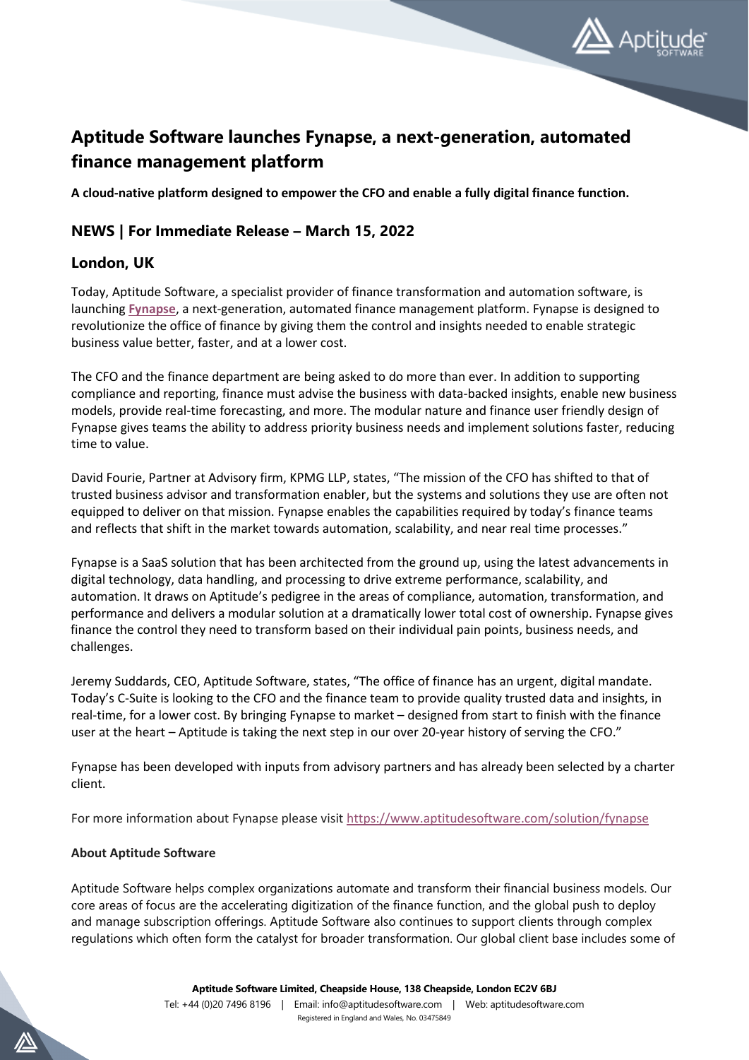# Aptitude Software launches Fynapse, a next-generation, automated finance management platform

**A cloud-native platform designed to empower the CFO and enable a fully digital finance function.**

## NEWS | For Immediate Release – March 15, 2022

## London, UK

Today, Aptitude Software, a specialist provider of finance transformation and automation software, is launching **Fynapse**, a next-generation, automated finance management platform. Fynapse is designed to revolutionize the office of finance by giving them the control and insights needed to enable strategic business value better, faster, and at a lower cost.

The CFO and the finance department are being asked to do more than ever. In addition to supporting compliance and reporting, finance must advise the business with data-backed insights, enable new business models, provide real-time forecasting, and more. The modular nature and finance user friendly design of Fynapse gives teams the ability to address priority business needs and implement solutions faster, reducing time to value.

David Fourie, Partner at Advisory firm, KPMG LLP, states, "The mission of the CFO has shifted to that of trusted business advisor and transformation enabler, but the systems and solutions they use are often not equipped to deliver on that mission. Fynapse enables the capabilities required by today's finance teams and reflects that shift in the market towards automation, scalability, and near real time processes."

Fynapse is a SaaS solution that has been architected from the ground up, using the latest advancements in digital technology, data handling, and processing to drive extreme performance, scalability, and automation. It draws on Aptitude's pedigree in the areas of compliance, automation, transformation, and performance and delivers a modular solution at a dramatically lower total cost of ownership. Fynapse gives finance the control they need to transform based on their individual pain points, business needs, and challenges.

Jeremy Suddards, CEO, Aptitude Software, states, "The office of finance has an urgent, digital mandate. Today's C-Suite is looking to the CFO and the finance team to provide quality trusted data and insights, in real-time, for a lower cost. By bringing Fynapse to market – designed from start to finish with the finance user at the heart – Aptitude is taking the next step in our over 20-year history of serving the CFO."

Fynapse has been developed with inputs from advisory partners and has already been selected by a charter client.

For more information about Fynapse please visit https://www.aptitudesoftware.com/solution/fynapse

**About Aptitude Software**

Aptitude Software helps complex organizations automate and transform their financial business models. Our core areas of focus are the accelerating digitization of the finance function, and the global push to deploy and manage subscription offerings. Aptitude Software also continues to support clients through complex regulations which often form the catalyst for broader transformation. Our global client base includes some of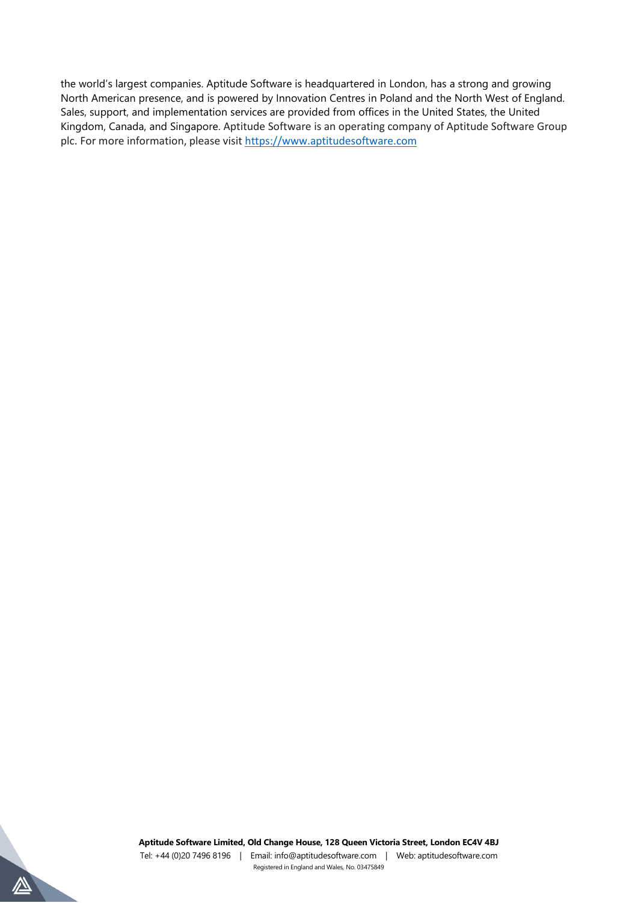the world's largest companies. Aptitude Software is headquartered in London, has a strong and growing North American presence, and is powered by Innovation Centres in Poland and the North West of England. Sales, support, and implementation services are provided from offices in the United States, the United Kingdom, Canada, and Singapore. Aptitude Software is an operating company of Aptitude Software Group plc. For more information, please visit https://www.aptitudesoftware.com